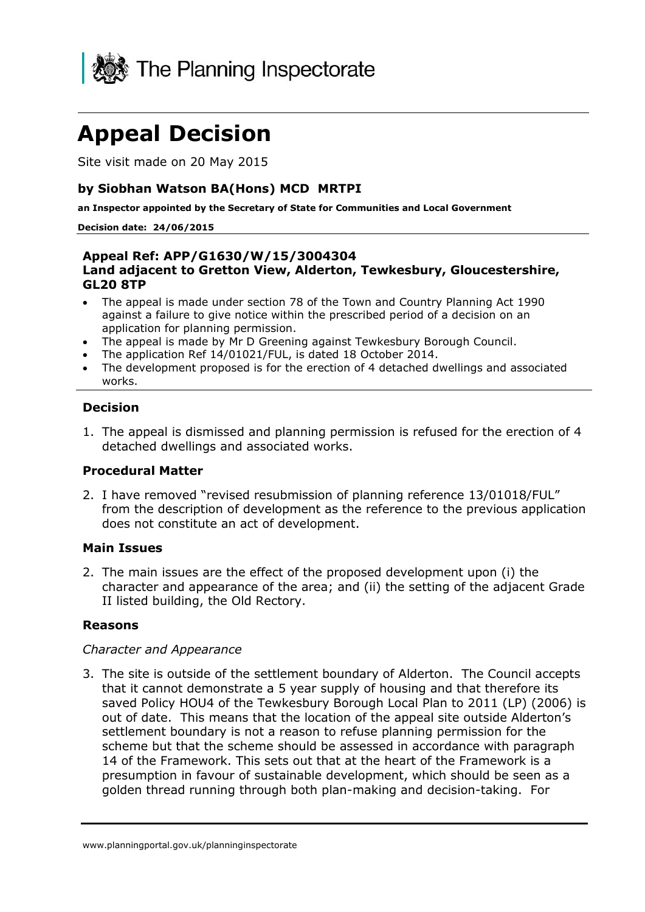The Planning Inspectorate

# Appeal Decision

Site visit made on 20 May 2015

### by Siobhan Watson BA(Hons) MCD MRTPI

**an Inspector appointed by the Secretary of State for Communities and Local Government**

**Decision date: 24/06/2015**

**Appeal Ref: APP/G1630/W/15/3004304**
**Land adjacent to Gretton View, Alderton, Tewkesbury, Gloucestershire, GL20 8TP**

- The appeal is made under section 78 of the Town and Country Planning Act 1990 against a failure to give notice within the prescribed period of a decision on an application for planning permission.
- The appeal is made by Mr D Greening against Tewkesbury Borough Council.
- The application Ref 14/01021/FUL, is dated 18 October 2014.
- The development proposed is for the erection of 4 detached dwellings and associated works.

### Decision

1. The appeal is dismissed and planning permission is refused for the erection of 4 detached dwellings and associated works.

### Procedural Matter

2. I have removed "revised resubmission of planning reference 13/01018/FUL" from the description of development as the reference to the previous application does not constitute an act of development.

### Main Issues

2. The main issues are the effect of the proposed development upon (i) the character and appearance of the area; and (ii) the setting of the adjacent Grade II listed building, the Old Rectory.

### Reasons

*Character and Appearance*

3. The site is outside of the settlement boundary of Alderton. The Council accepts that it cannot demonstrate a 5 year supply of housing and that therefore its saved Policy HOU4 of the Tewkesbury Borough Local Plan to 2011 (LP) (2006) is out of date. This means that the location of the appeal site outside Alderton's settlement boundary is not a reason to refuse planning permission for the scheme but that the scheme should be assessed in accordance with paragraph 14 of the Framework. This sets out that at the heart of the Framework is a presumption in favour of sustainable development, which should be seen as a golden thread running through both plan-making and decision-taking. For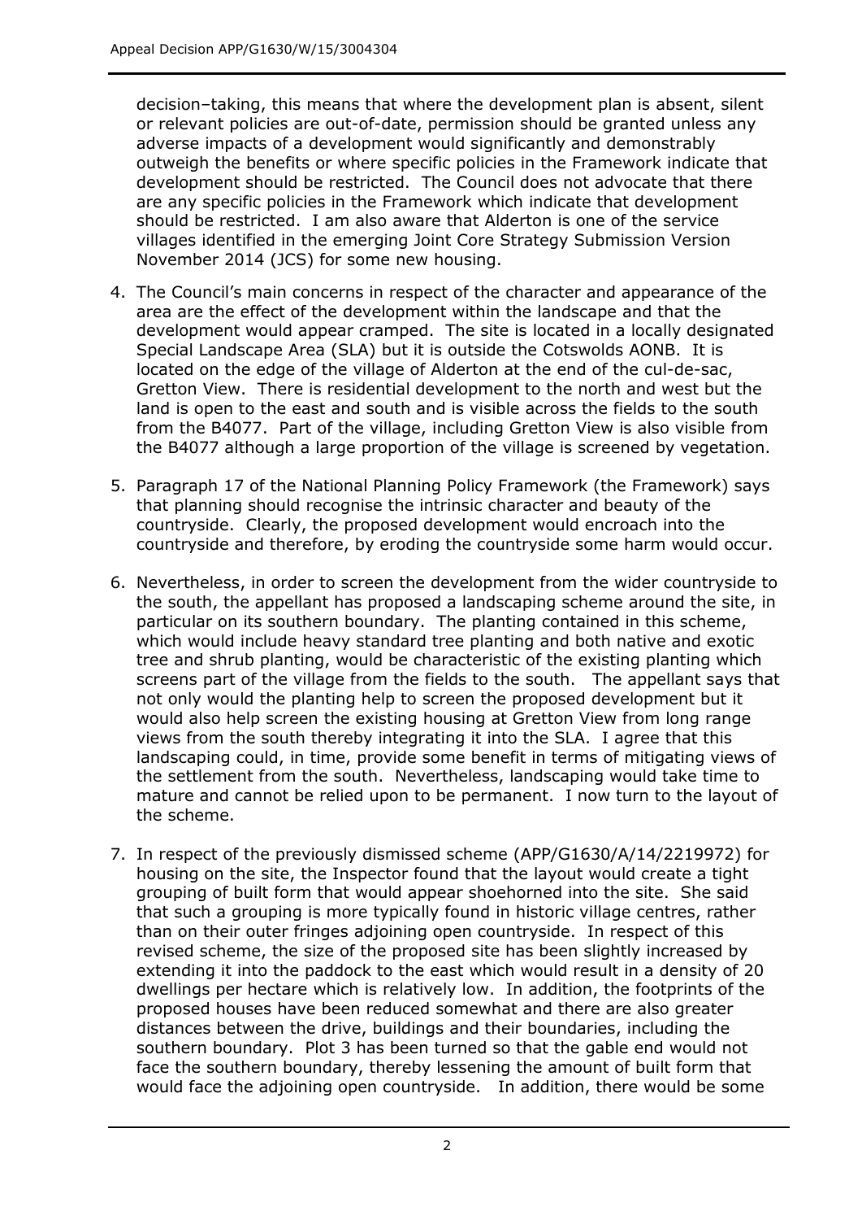decision–taking, this means that where the development plan is absent, silent or relevant policies are out-of-date, permission should be granted unless any adverse impacts of a development would significantly and demonstrably outweigh the benefits or where specific policies in the Framework indicate that development should be restricted. The Council does not advocate that there are any specific policies in the Framework which indicate that development should be restricted. I am also aware that Alderton is one of the service villages identified in the emerging Joint Core Strategy Submission Version November 2014 (JCS) for some new housing.

4. The Council's main concerns in respect of the character and appearance of the area are the effect of the development within the landscape and that the development would appear cramped. The site is located in a locally designated Special Landscape Area (SLA) but it is outside the Cotswolds AONB. It is located on the edge of the village of Alderton at the end of the cul-de-sac, Gretton View. There is residential development to the north and west but the land is open to the east and south and is visible across the fields to the south from the B4077. Part of the village, including Gretton View is also visible from the B4077 although a large proportion of the village is screened by vegetation.

5. Paragraph 17 of the National Planning Policy Framework (the Framework) says that planning should recognise the intrinsic character and beauty of the countryside. Clearly, the proposed development would encroach into the countryside and therefore, by eroding the countryside some harm would occur.

6. Nevertheless, in order to screen the development from the wider countryside to the south, the appellant has proposed a landscaping scheme around the site, in particular on its southern boundary. The planting contained in this scheme, which would include heavy standard tree planting and both native and exotic tree and shrub planting, would be characteristic of the existing planting which screens part of the village from the fields to the south. The appellant says that not only would the planting help to screen the proposed development but it would also help screen the existing housing at Gretton View from long range views from the south thereby integrating it into the SLA. I agree that this landscaping could, in time, provide some benefit in terms of mitigating views of the settlement from the south. Nevertheless, landscaping would take time to mature and cannot be relied upon to be permanent. I now turn to the layout of the scheme.

7. In respect of the previously dismissed scheme (APP/G1630/A/14/2219972) for housing on the site, the Inspector found that the layout would create a tight grouping of built form that would appear shoehorned into the site. She said that such a grouping is more typically found in historic village centres, rather than on their outer fringes adjoining open countryside. In respect of this revised scheme, the size of the proposed site has been slightly increased by extending it into the paddock to the east which would result in a density of 20 dwellings per hectare which is relatively low. In addition, the footprints of the proposed houses have been reduced somewhat and there are also greater distances between the drive, buildings and their boundaries, including the southern boundary. Plot 3 has been turned so that the gable end would not face the southern boundary, thereby lessening the amount of built form that would face the adjoining open countryside. In addition, there would be some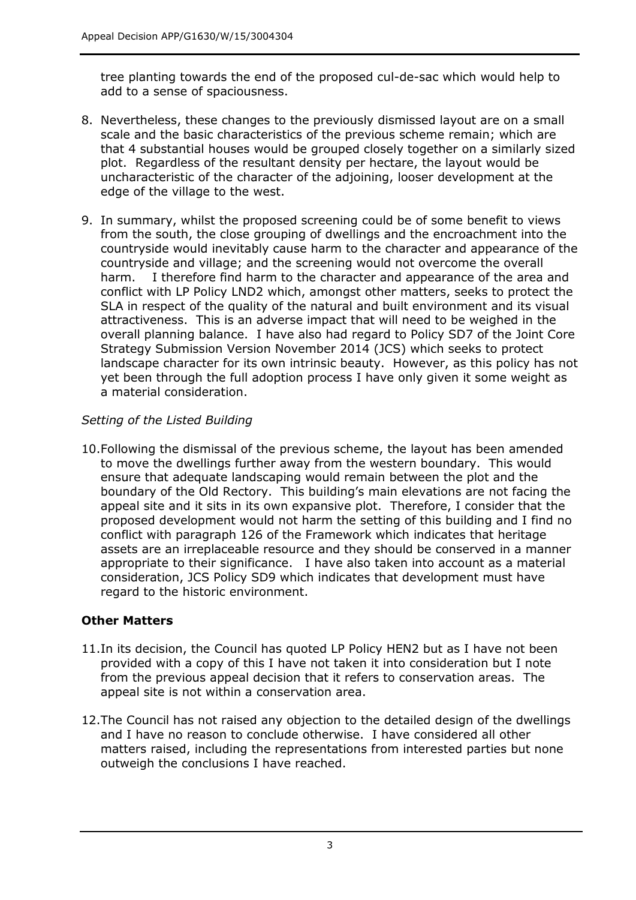tree planting towards the end of the proposed cul-de-sac which would help to add to a sense of spaciousness.

8. Nevertheless, these changes to the previously dismissed layout are on a small scale and the basic characteristics of the previous scheme remain; which are that 4 substantial houses would be grouped closely together on a similarly sized plot. Regardless of the resultant density per hectare, the layout would be uncharacteristic of the character of the adjoining, looser development at the edge of the village to the west.

9. In summary, whilst the proposed screening could be of some benefit to views from the south, the close grouping of dwellings and the encroachment into the countryside would inevitably cause harm to the character and appearance of the countryside and village; and the screening would not overcome the overall harm. I therefore find harm to the character and appearance of the area and conflict with LP Policy LND2 which, amongst other matters, seeks to protect the SLA in respect of the quality of the natural and built environment and its visual attractiveness. This is an adverse impact that will need to be weighed in the overall planning balance. I have also had regard to Policy SD7 of the Joint Core Strategy Submission Version November 2014 (JCS) which seeks to protect landscape character for its own intrinsic beauty. However, as this policy has not yet been through the full adoption process I have only given it some weight as a material consideration.

*Setting of the Listed Building*

10. Following the dismissal of the previous scheme, the layout has been amended to move the dwellings further away from the western boundary. This would ensure that adequate landscaping would remain between the plot and the boundary of the Old Rectory. This building's main elevations are not facing the appeal site and it sits in its own expansive plot. Therefore, I consider that the proposed development would not harm the setting of this building and I find no conflict with paragraph 126 of the Framework which indicates that heritage assets are an irreplaceable resource and they should be conserved in a manner appropriate to their significance. I have also taken into account as a material consideration, JCS Policy SD9 which indicates that development must have regard to the historic environment.

## Other Matters

11. In its decision, the Council has quoted LP Policy HEN2 but as I have not been provided with a copy of this I have not taken it into consideration but I note from the previous appeal decision that it refers to conservation areas. The appeal site is not within a conservation area.

12. The Council has not raised any objection to the detailed design of the dwellings and I have no reason to conclude otherwise. I have considered all other matters raised, including the representations from interested parties but none outweigh the conclusions I have reached.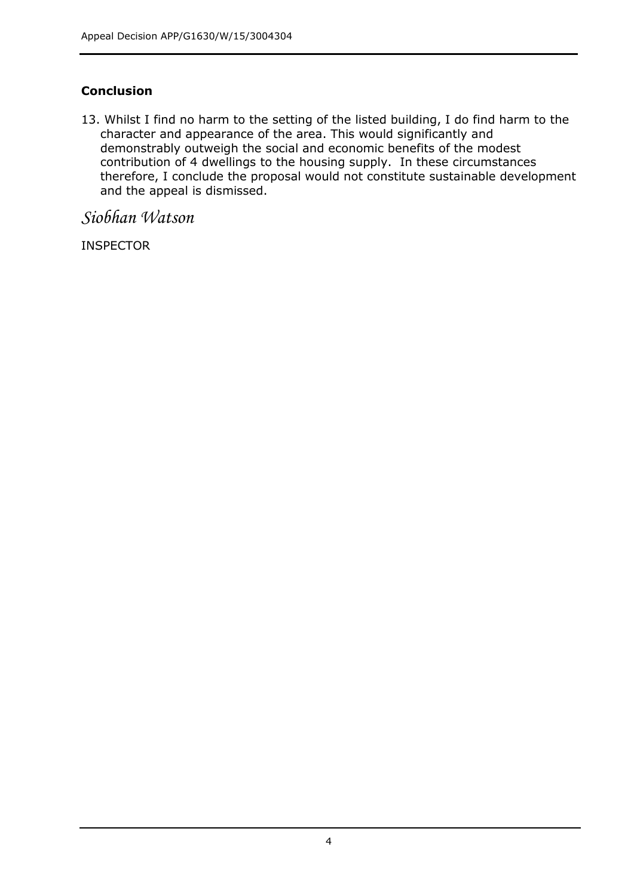### Conclusion

13. Whilst I find no harm to the setting of the listed building, I do find harm to the character and appearance of the area. This would significantly and demonstrably outweigh the social and economic benefits of the modest contribution of 4 dwellings to the housing supply. In these circumstances therefore, I conclude the proposal would not constitute sustainable development and the appeal is dismissed.

*Siobhan Watson*

INSPECTOR